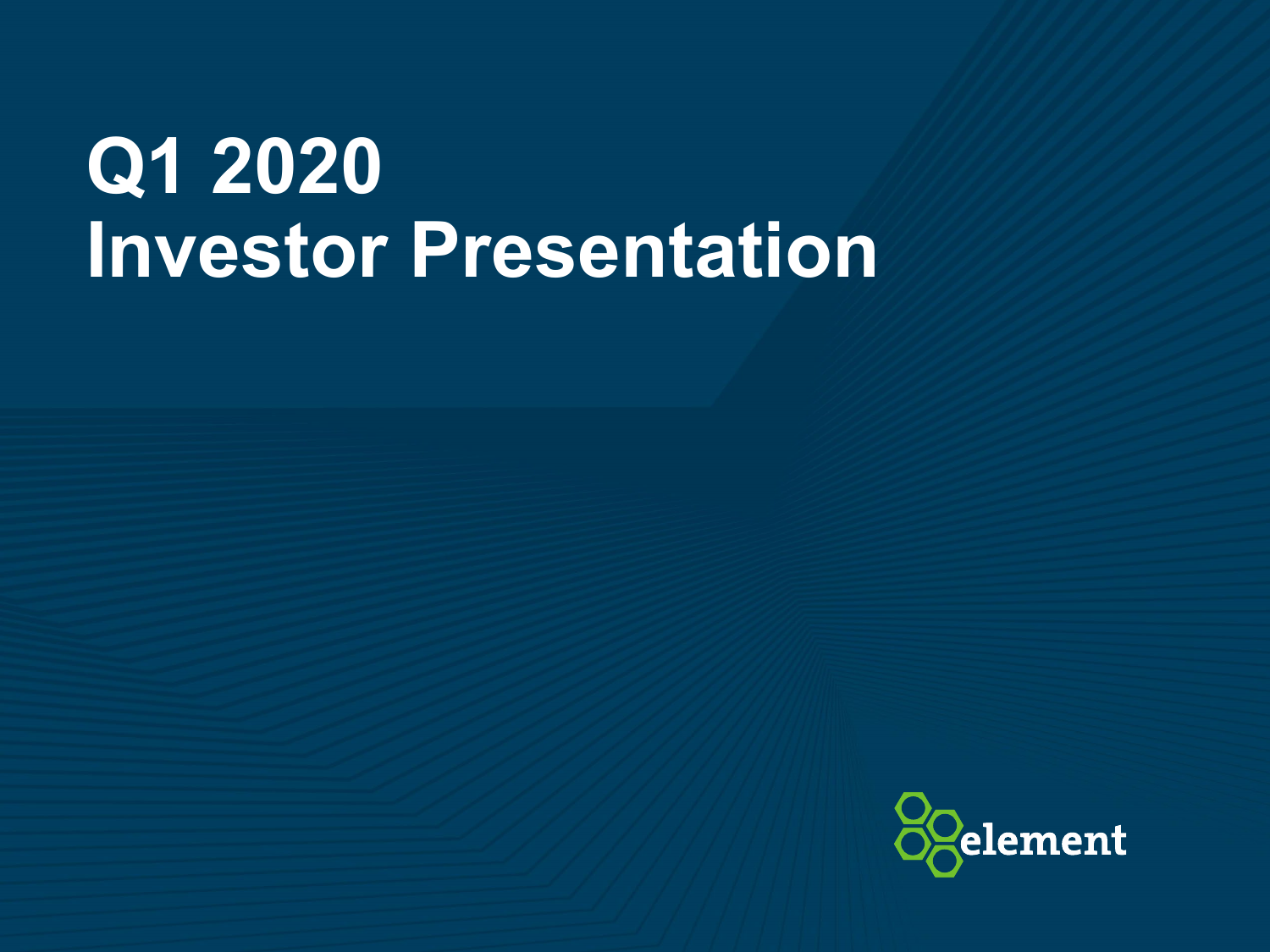# Q1 2020
# Investor Presentation

element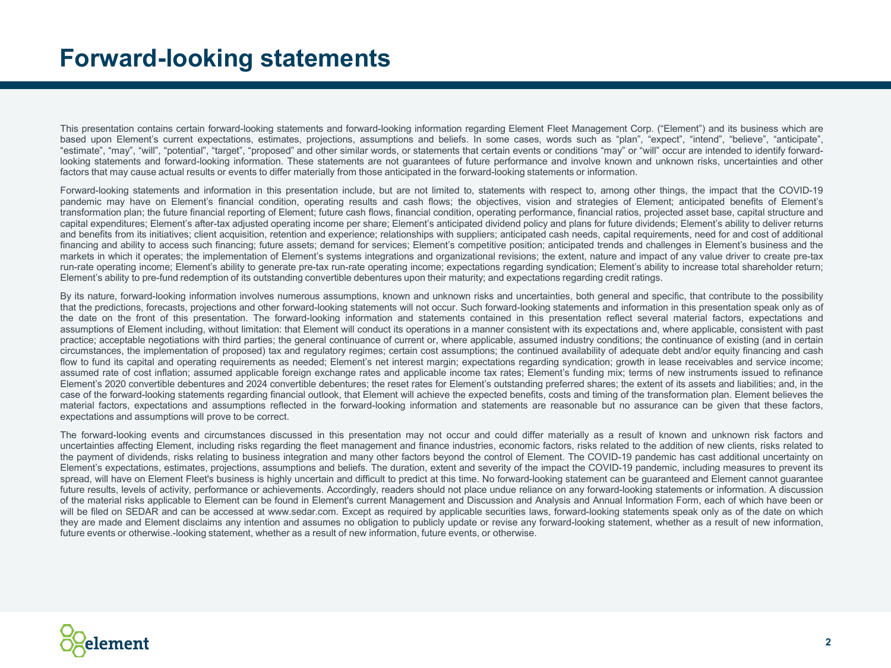# Forward-looking statements

This presentation contains certain forward-looking statements and forward-looking information regarding Element Fleet Management Corp. ("Element") and its business which are based upon Element's current expectations, estimates, projections, assumptions and beliefs. In some cases, words such as "plan", "expect", "intend", "believe", "anticipate", "estimate", "may", "will", "potential", "target", "proposed" and other similar words, or statements that certain events or conditions "may" or "will" occur are intended to identify forward-looking statements and forward-looking information. These statements are not guarantees of future performance and involve known and unknown risks, uncertainties and other factors that may cause actual results or events to differ materially from those anticipated in the forward-looking statements or information.

Forward-looking statements and information in this presentation include, but are not limited to, statements with respect to, among other things, the impact that the COVID-19 pandemic may have on Element's financial condition, operating results and cash flows; the objectives, vision and strategies of Element; anticipated benefits of Element's transformation plan; the future financial reporting of Element; future cash flows, financial condition, operating performance, financial ratios, projected asset base, capital structure and capital expenditures; Element's after-tax adjusted operating income per share; Element's anticipated dividend policy and plans for future dividends; Element's ability to deliver returns and benefits from its initiatives; client acquisition, retention and experience; relationships with suppliers; anticipated cash needs, capital requirements, need for and cost of additional financing and ability to access such financing; future assets; demand for services; Element's competitive position; anticipated trends and challenges in Element's business and the markets in which it operates; the implementation of Element's systems integrations and organizational revisions; the extent, nature and impact of any value driver to create pre-tax run-rate operating income; Element's ability to generate pre-tax run-rate operating income; expectations regarding syndication; Element's ability to increase total shareholder return; Element's ability to pre-fund redemption of its outstanding convertible debentures upon their maturity; and expectations regarding credit ratings.

By its nature, forward-looking information involves numerous assumptions, known and unknown risks and uncertainties, both general and specific, that contribute to the possibility that the predictions, forecasts, projections and other forward-looking statements will not occur. Such forward-looking statements and information in this presentation speak only as of the date on the front of this presentation. The forward-looking information and statements contained in this presentation reflect several material factors, expectations and assumptions of Element including, without limitation: that Element will conduct its operations in a manner consistent with its expectations and, where applicable, consistent with past practice; acceptable negotiations with third parties; the general continuance of current or, where applicable, assumed industry conditions; the continuance of existing (and in certain circumstances, the implementation of proposed) tax and regulatory regimes; certain cost assumptions; the continued availability of adequate debt and/or equity financing and cash flow to fund its capital and operating requirements as needed; Element's net interest margin; expectations regarding syndication; growth in lease receivables and service income; assumed rate of cost inflation; assumed applicable foreign exchange rates and applicable income tax rates; Element's funding mix; terms of new instruments issued to refinance Element's 2020 convertible debentures and 2024 convertible debentures; the reset rates for Element's outstanding preferred shares; the extent of its assets and liabilities; and, in the case of the forward-looking statements regarding financial outlook, that Element will achieve the expected benefits, costs and timing of the transformation plan. Element believes the material factors, expectations and assumptions reflected in the forward-looking information and statements are reasonable but no assurance can be given that these factors, expectations and assumptions will prove to be correct.

The forward-looking events and circumstances discussed in this presentation may not occur and could differ materially as a result of known and unknown risk factors and uncertainties affecting Element, including risks regarding the fleet management and finance industries, economic factors, risks related to the addition of new clients, risks related to the payment of dividends, risks relating to business integration and many other factors beyond the control of Element. The COVID-19 pandemic has cast additional uncertainty on Element's expectations, estimates, projections, assumptions and beliefs. The duration, extent and severity of the impact the COVID-19 pandemic, including measures to prevent its spread, will have on Element Fleet's business is highly uncertain and difficult to predict at this time. No forward-looking statement can be guaranteed and Element cannot guarantee future results, levels of activity, performance or achievements. Accordingly, readers should not place undue reliance on any forward-looking statements or information. A discussion of the material risks applicable to Element can be found in Element's current Management and Discussion and Analysis and Annual Information Form, each of which have been or will be filed on SEDAR and can be accessed at www.sedar.com. Except as required by applicable securities laws, forward-looking statements speak only as of the date on which they are made and Element disclaims any intention and assumes no obligation to publicly update or revise any forward-looking statement, whether as a result of new information, future events or otherwise.-looking statement, whether as a result of new information, future events, or otherwise.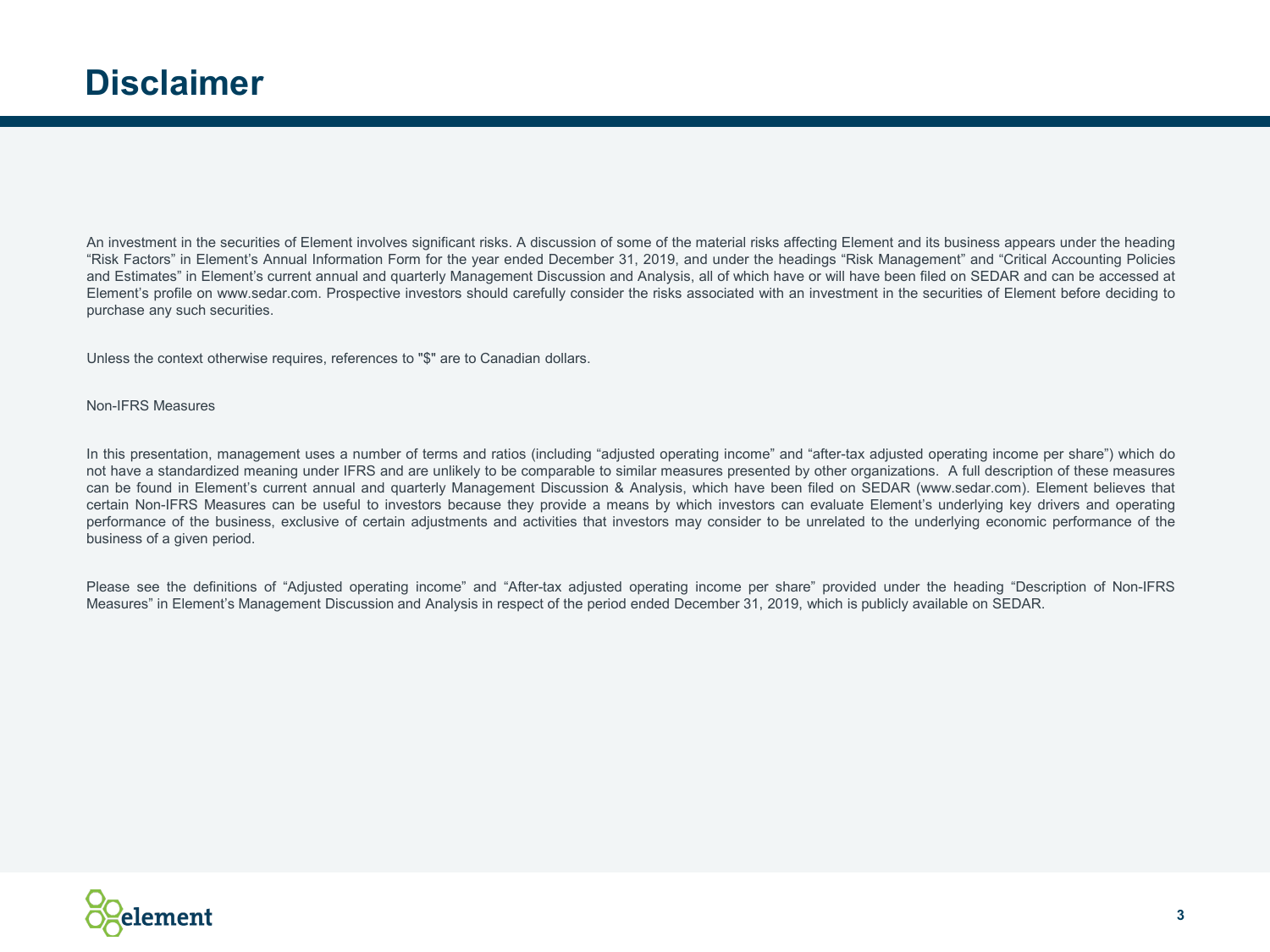# Disclaimer

An investment in the securities of Element involves significant risks. A discussion of some of the material risks affecting Element and its business appears under the heading "Risk Factors" in Element's Annual Information Form for the year ended December 31, 2019, and under the headings "Risk Management" and "Critical Accounting Policies and Estimates" in Element's current annual and quarterly Management Discussion and Analysis, all of which have or will have been filed on SEDAR and can be accessed at Element's profile on www.sedar.com. Prospective investors should carefully consider the risks associated with an investment in the securities of Element before deciding to purchase any such securities.

Unless the context otherwise requires, references to "$" are to Canadian dollars.

Non-IFRS Measures

In this presentation, management uses a number of terms and ratios (including "adjusted operating income" and "after-tax adjusted operating income per share") which do not have a standardized meaning under IFRS and are unlikely to be comparable to similar measures presented by other organizations. A full description of these measures can be found in Element's current annual and quarterly Management Discussion & Analysis, which have been filed on SEDAR (www.sedar.com). Element believes that certain Non-IFRS Measures can be useful to investors because they provide a means by which investors can evaluate Element's underlying key drivers and operating performance of the business, exclusive of certain adjustments and activities that investors may consider to be unrelated to the underlying economic performance of the business of a given period.

Please see the definitions of "Adjusted operating income" and "After-tax adjusted operating income per share" provided under the heading "Description of Non-IFRS Measures" in Element's Management Discussion and Analysis in respect of the period ended December 31, 2019, which is publicly available on SEDAR.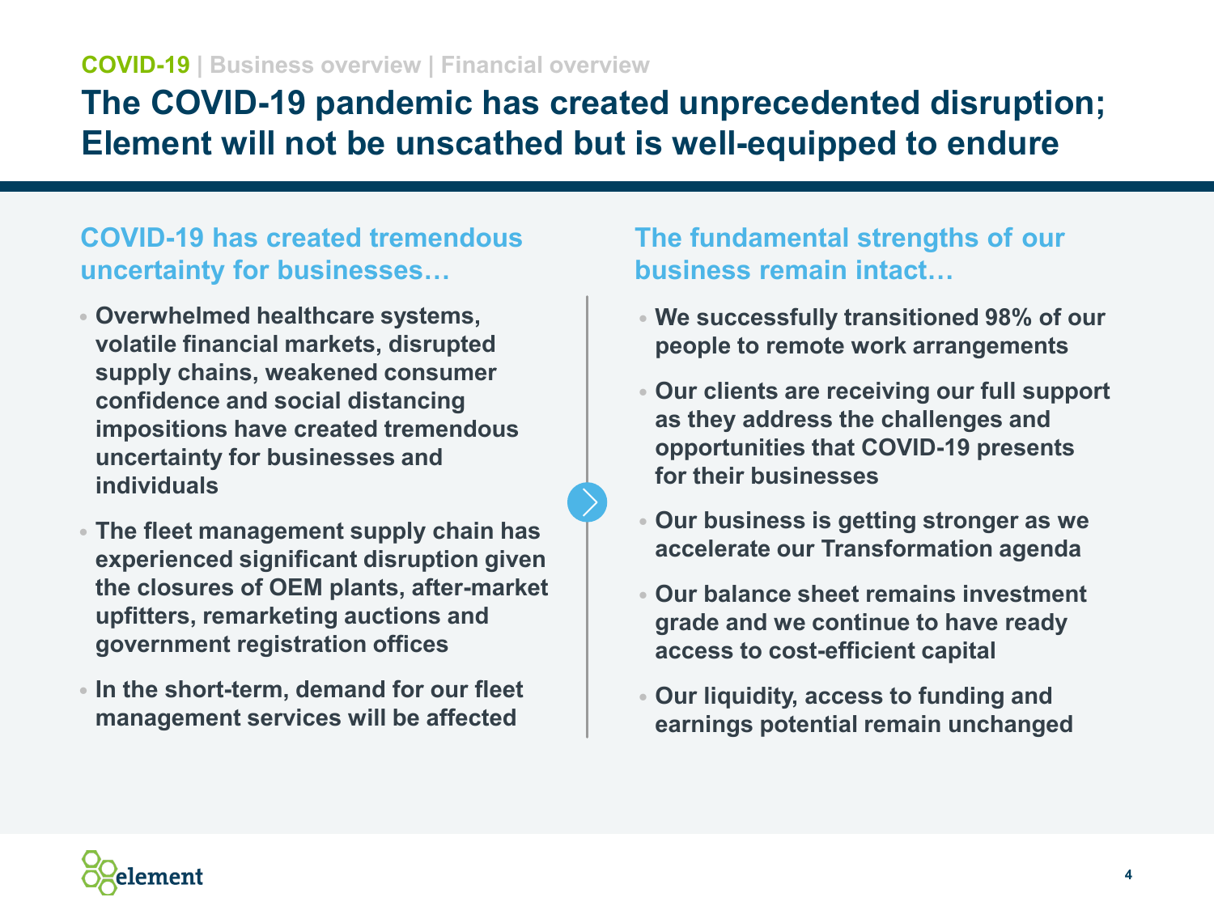COVID-19 | Business overview | Financial overview

# The COVID-19 pandemic has created unprecedented disruption; Element will not be unscathed but is well-equipped to endure

## COVID-19 has created tremendous uncertainty for businesses…

- **Overwhelmed healthcare systems, volatile financial markets, disrupted supply chains, weakened consumer confidence and social distancing impositions have created tremendous uncertainty for businesses and individuals**
- **The fleet management supply chain has experienced significant disruption given the closures of OEM plants, after-market upfitters, remarketing auctions and government registration offices**
- **In the short-term, demand for our fleet management services will be affected**

## The fundamental strengths of our business remain intact…

- **We successfully transitioned 98% of our people to remote work arrangements**
- **Our clients are receiving our full support as they address the challenges and opportunities that COVID-19 presents for their businesses**
- **Our business is getting stronger as we accelerate our Transformation agenda**
- **Our balance sheet remains investment grade and we continue to have ready access to cost-efficient capital**
- **Our liquidity, access to funding and earnings potential remain unchanged**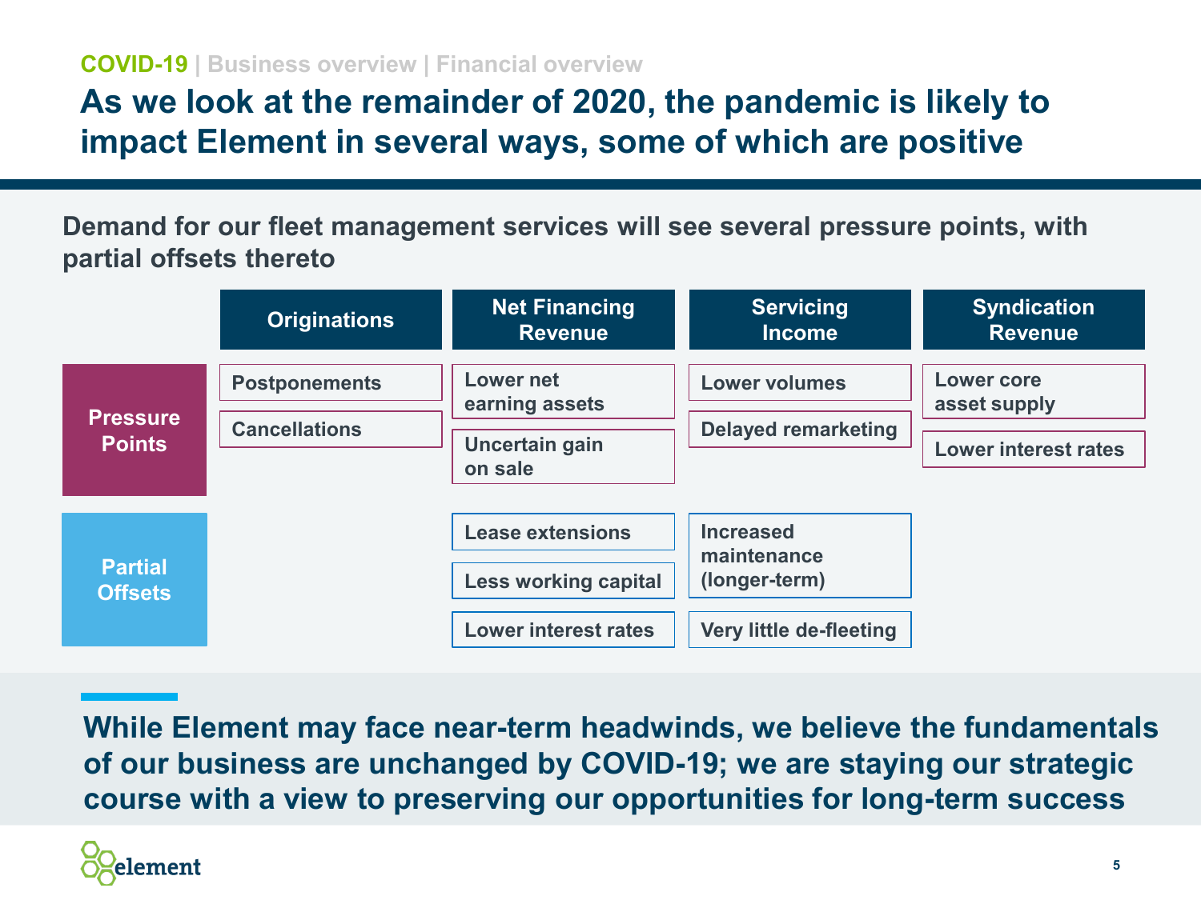COVID-19 | Business overview | Financial overview

# As we look at the remainder of 2020, the pandemic is likely to impact Element in several ways, some of which are positive

**Demand for our fleet management services will see several pressure points, with partial offsets thereto**

| | Originations | Net Financing Revenue | Servicing Income | Syndication Revenue |
|---|---|---|---|---|
| **Pressure Points** | Postponements<br>Cancellations | Lower net earning assets<br>Uncertain gain on sale | Lower volumes<br>Delayed remarketing | Lower core asset supply<br>Lower interest rates |
| **Partial Offsets** | | Lease extensions<br>Less working capital<br>Lower interest rates | Increased maintenance (longer-term)<br>Very little de-fleeting | |

**While Element may face near-term headwinds, we believe the fundamentals of our business are unchanged by COVID-19; we are staying our strategic course with a view to preserving our opportunities for long-term success**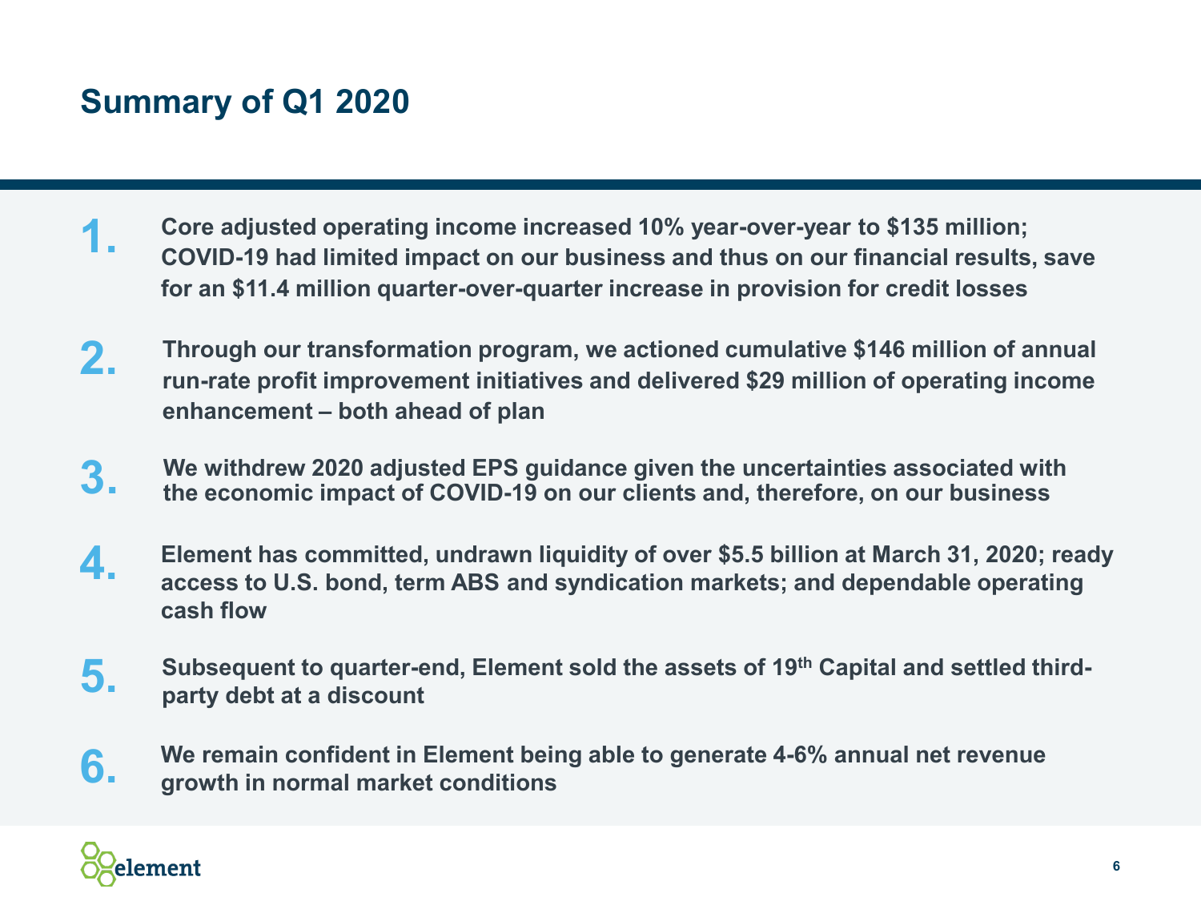# Summary of Q1 2020

1. **Core adjusted operating income increased 10% year-over-year to $135 million; COVID-19 had limited impact on our business and thus on our financial results, save for an $11.4 million quarter-over-quarter increase in provision for credit losses**

2. **Through our transformation program, we actioned cumulative $146 million of annual run-rate profit improvement initiatives and delivered $29 million of operating income enhancement – both ahead of plan**

3. **We withdrew 2020 adjusted EPS guidance given the uncertainties associated with the economic impact of COVID-19 on our clients and, therefore, on our business**

4. **Element has committed, undrawn liquidity of over $5.5 billion at March 31, 2020; ready access to U.S. bond, term ABS and syndication markets; and dependable operating cash flow**

5. **Subsequent to quarter-end, Element sold the assets of 19th Capital and settled third-party debt at a discount**

6. **We remain confident in Element being able to generate 4-6% annual net revenue growth in normal market conditions**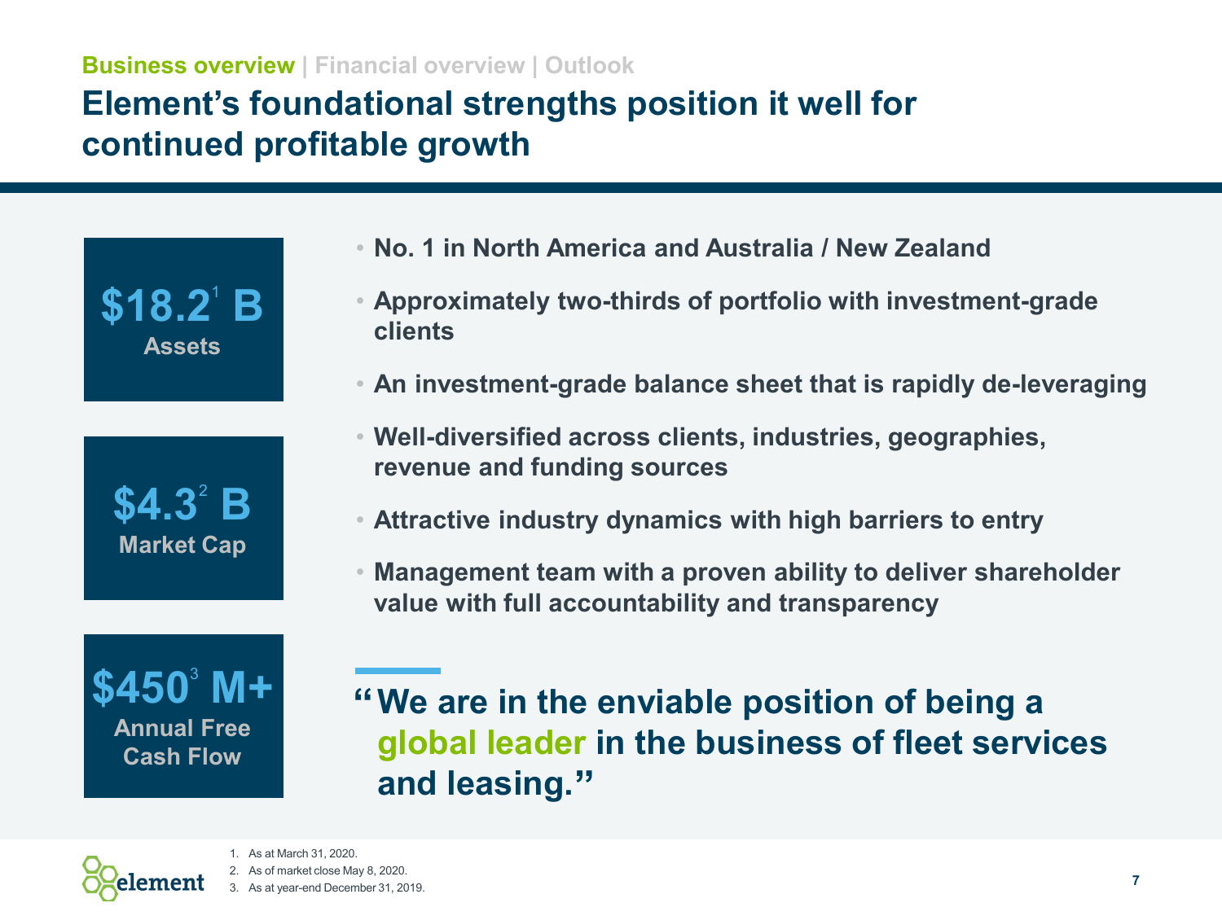**Business overview** | Financial overview | Outlook

# Element's foundational strengths position it well for continued profitable growth

**$18.2[1] B**
Assets

**$4.3[2] B**
Market Cap

**$450[3] M+**
Annual Free Cash Flow

- **No. 1 in North America and Australia / New Zealand**
- **Approximately two-thirds of portfolio with investment-grade clients**
- **An investment-grade balance sheet that is rapidly de-leveraging**
- **Well-diversified across clients, industries, geographies, revenue and funding sources**
- **Attractive industry dynamics with high barriers to entry**
- **Management team with a proven ability to deliver shareholder value with full accountability and transparency**

> **"We are in the enviable position of being a global leader in the business of fleet services and leasing."**

1. As at March 31, 2020.
2. As of market close May 8, 2020.
3. As at year-end December 31, 2019.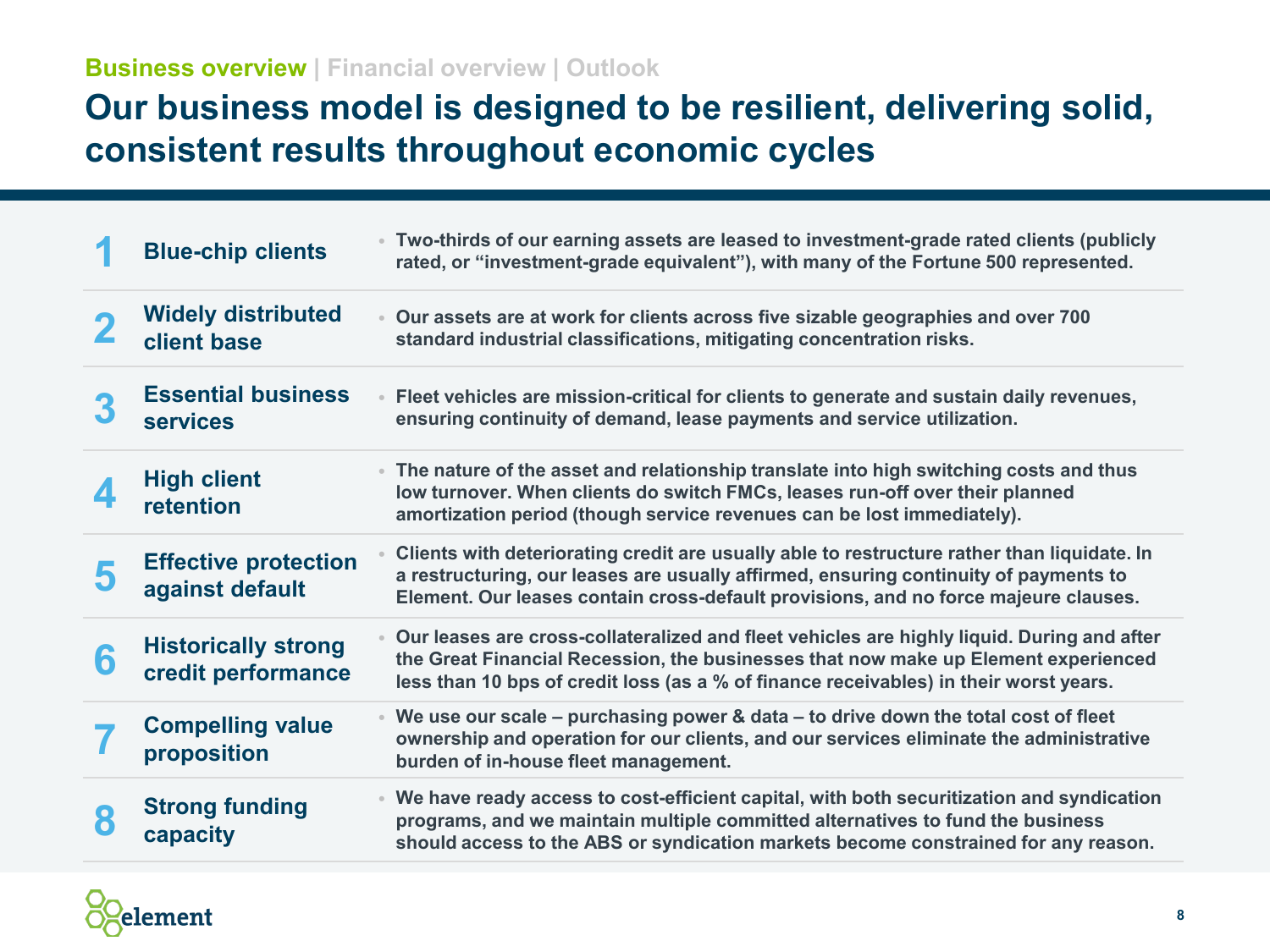**Business overview** | Financial overview | Outlook

# Our business model is designed to be resilient, delivering solid, consistent results throughout economic cycles

| | | |
|---|---|---|
| **1** | **Blue-chip clients** | • Two-thirds of our earning assets are leased to investment-grade rated clients (publicly rated, or "investment-grade equivalent"), with many of the Fortune 500 represented. |
| **2** | **Widely distributed client base** | • Our assets are at work for clients across five sizable geographies and over 700 standard industrial classifications, mitigating concentration risks. |
| **3** | **Essential business services** | • Fleet vehicles are mission-critical for clients to generate and sustain daily revenues, ensuring continuity of demand, lease payments and service utilization. |
| **4** | **High client retention** | • The nature of the asset and relationship translate into high switching costs and thus low turnover. When clients do switch FMCs, leases run-off over their planned amortization period (though service revenues can be lost immediately). |
| **5** | **Effective protection against default** | • Clients with deteriorating credit are usually able to restructure rather than liquidate. In a restructuring, our leases are usually affirmed, ensuring continuity of payments to Element. Our leases contain cross-default provisions, and no force majeure clauses. |
| **6** | **Historically strong credit performance** | • Our leases are cross-collateralized and fleet vehicles are highly liquid. During and after the Great Financial Recession, the businesses that now make up Element experienced less than 10 bps of credit loss (as a % of finance receivables) in their worst years. |
| **7** | **Compelling value proposition** | • We use our scale – purchasing power & data – to drive down the total cost of fleet ownership and operation for our clients, and our services eliminate the administrative burden of in-house fleet management. |
| **8** | **Strong funding capacity** | • We have ready access to cost-efficient capital, with both securitization and syndication programs, and we maintain multiple committed alternatives to fund the business should access to the ABS or syndication markets become constrained for any reason. |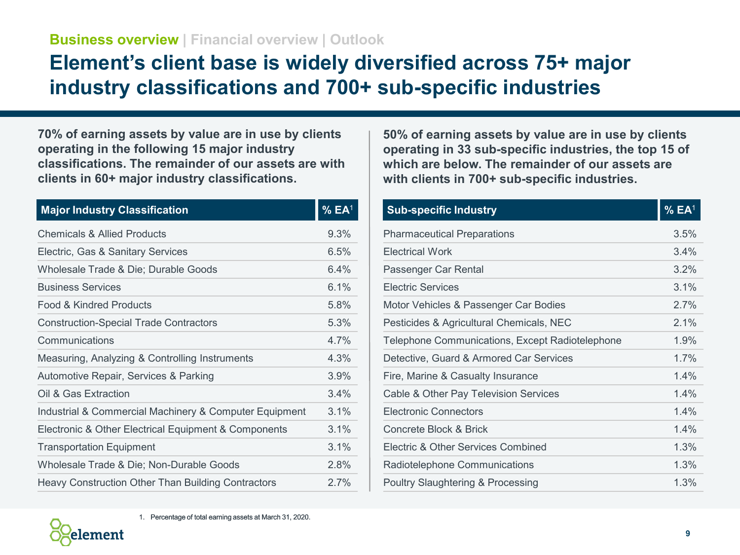Business overview | Financial overview | Outlook

# Element's client base is widely diversified across 75+ major industry classifications and 700+ sub-specific industries

**70% of earning assets by value are in use by clients operating in the following 15 major industry classifications. The remainder of our assets are with clients in 60+ major industry classifications.**

| Major Industry Classification | % EA[1] |
|---|---|
| Chemicals & Allied Products | 9.3% |
| Electric, Gas & Sanitary Services | 6.5% |
| Wholesale Trade & Die; Durable Goods | 6.4% |
| Business Services | 6.1% |
| Food & Kindred Products | 5.8% |
| Construction-Special Trade Contractors | 5.3% |
| Communications | 4.7% |
| Measuring, Analyzing & Controlling Instruments | 4.3% |
| Automotive Repair, Services & Parking | 3.9% |
| Oil & Gas Extraction | 3.4% |
| Industrial & Commercial Machinery & Computer Equipment | 3.1% |
| Electronic & Other Electrical Equipment & Components | 3.1% |
| Transportation Equipment | 3.1% |
| Wholesale Trade & Die; Non-Durable Goods | 2.8% |
| Heavy Construction Other Than Building Contractors | 2.7% |

**50% of earning assets by value are in use by clients operating in 33 sub-specific industries, the top 15 of which are below. The remainder of our assets are with clients in 700+ sub-specific industries.**

| Sub-specific Industry | % EA[1] |
|---|---|
| Pharmaceutical Preparations | 3.5% |
| Electrical Work | 3.4% |
| Passenger Car Rental | 3.2% |
| Electric Services | 3.1% |
| Motor Vehicles & Passenger Car Bodies | 2.7% |
| Pesticides & Agricultural Chemicals, NEC | 2.1% |
| Telephone Communications, Except Radiotelephone | 1.9% |
| Detective, Guard & Armored Car Services | 1.7% |
| Fire, Marine & Casualty Insurance | 1.4% |
| Cable & Other Pay Television Services | 1.4% |
| Electronic Connectors | 1.4% |
| Concrete Block & Brick | 1.4% |
| Electric & Other Services Combined | 1.3% |
| Radiotelephone Communications | 1.3% |
| Poultry Slaughtering & Processing | 1.3% |

1. Percentage of total earning assets at March 31, 2020.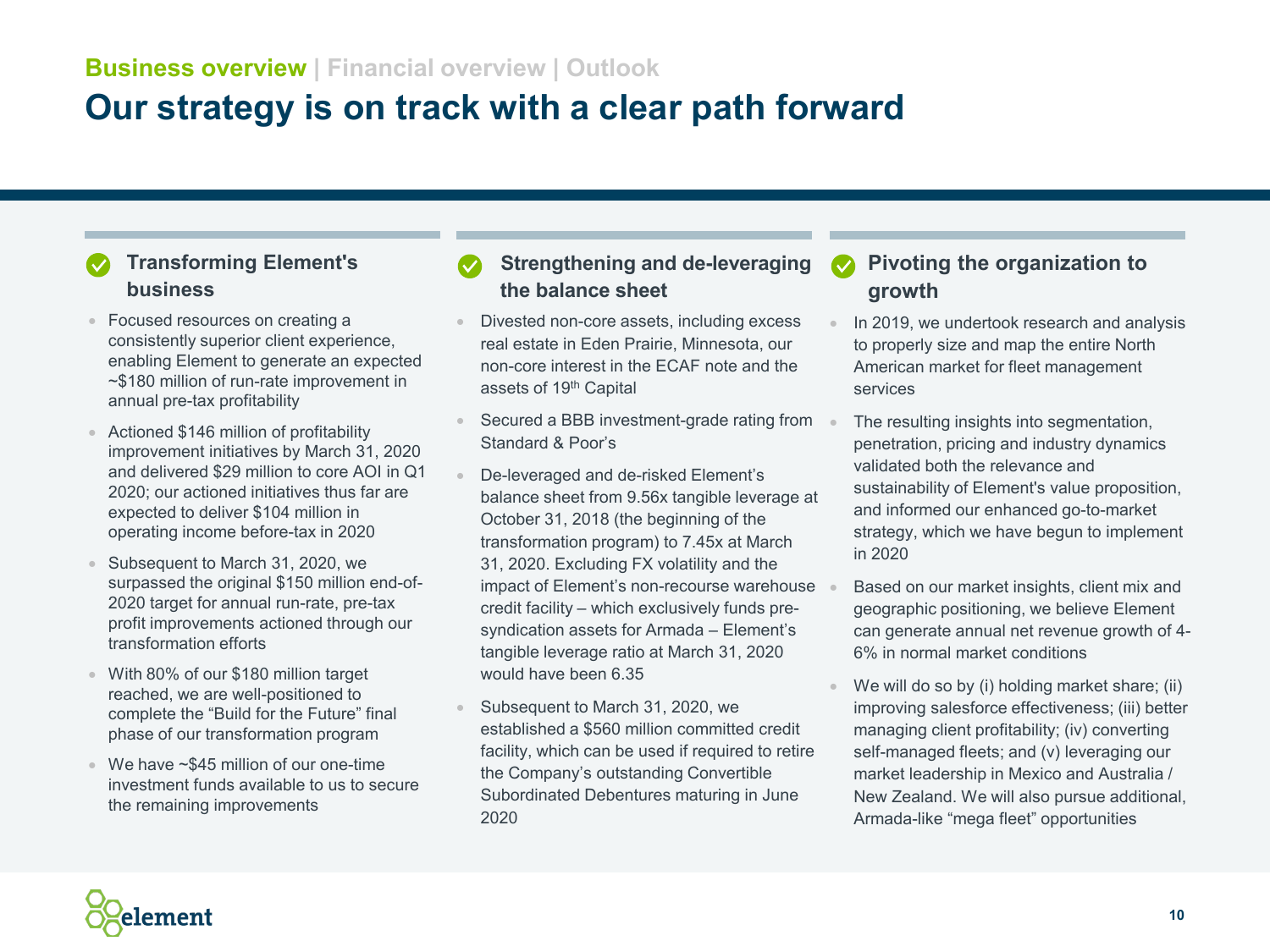**Business overview** | Financial overview | Outlook

# Our strategy is on track with a clear path forward

### Transforming Element's business

- Focused resources on creating a consistently superior client experience, enabling Element to generate an expected ~$180 million of run-rate improvement in annual pre-tax profitability
- Actioned $146 million of profitability improvement initiatives by March 31, 2020 and delivered $29 million to core AOI in Q1 2020; our actioned initiatives thus far are expected to deliver $104 million in operating income before-tax in 2020
- Subsequent to March 31, 2020, we surpassed the original $150 million end-of-2020 target for annual run-rate, pre-tax profit improvements actioned through our transformation efforts
- With 80% of our $180 million target reached, we are well-positioned to complete the "Build for the Future" final phase of our transformation program
- We have ~$45 million of our one-time investment funds available to us to secure the remaining improvements

### Strengthening and de-leveraging the balance sheet

- Divested non-core assets, including excess real estate in Eden Prairie, Minnesota, our non-core interest in the ECAF note and the assets of 19th Capital
- Secured a BBB investment-grade rating from Standard & Poor's
- De-leveraged and de-risked Element's balance sheet from 9.56x tangible leverage at October 31, 2018 (the beginning of the transformation program) to 7.45x at March 31, 2020. Excluding FX volatility and the impact of Element's non-recourse warehouse credit facility – which exclusively funds pre-syndication assets for Armada – Element's tangible leverage ratio at March 31, 2020 would have been 6.35
- Subsequent to March 31, 2020, we established a $560 million committed credit facility, which can be used if required to retire the Company's outstanding Convertible Subordinated Debentures maturing in June 2020

### Pivoting the organization to growth

- In 2019, we undertook research and analysis to properly size and map the entire North American market for fleet management services
- The resulting insights into segmentation, penetration, pricing and industry dynamics validated both the relevance and sustainability of Element's value proposition, and informed our enhanced go-to-market strategy, which we have begun to implement in 2020
- Based on our market insights, client mix and geographic positioning, we believe Element can generate annual net revenue growth of 4-6% in normal market conditions
- We will do so by (i) holding market share; (ii) improving salesforce effectiveness; (iii) better managing client profitability; (iv) converting self-managed fleets; and (v) leveraging our market leadership in Mexico and Australia / New Zealand. We will also pursue additional, Armada-like "mega fleet" opportunities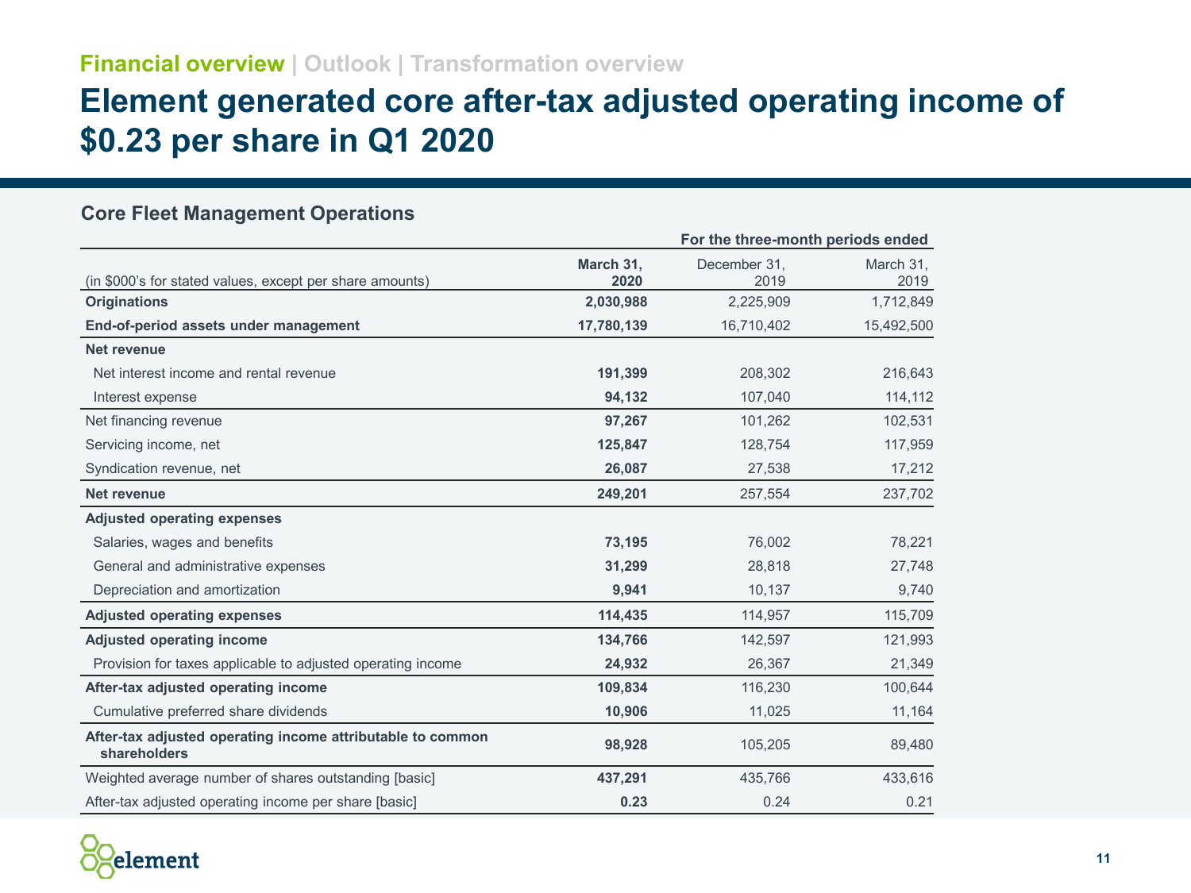Financial overview | Outlook | Transformation overview

# Element generated core after-tax adjusted operating income of $0.23 per share in Q1 2020

## Core Fleet Management Operations

| (in $000's for stated values, except per share amounts) | For the three-month periods ended | | |
|---|---|---|---|
| | **March 31, 2020** | December 31, 2019 | March 31, 2019 |
| **Originations** | **2,030,988** | 2,225,909 | 1,712,849 |
| **End-of-period assets under management** | **17,780,139** | 16,710,402 | 15,492,500 |
| **Net revenue** | | | |
| Net interest income and rental revenue | **191,399** | 208,302 | 216,643 |
| Interest expense | **94,132** | 107,040 | 114,112 |
| Net financing revenue | **97,267** | 101,262 | 102,531 |
| Servicing income, net | **125,847** | 128,754 | 117,959 |
| Syndication revenue, net | **26,087** | 27,538 | 17,212 |
| **Net revenue** | **249,201** | 257,554 | 237,702 |
| **Adjusted operating expenses** | | | |
| Salaries, wages and benefits | **73,195** | 76,002 | 78,221 |
| General and administrative expenses | **31,299** | 28,818 | 27,748 |
| Depreciation and amortization | **9,941** | 10,137 | 9,740 |
| **Adjusted operating expenses** | **114,435** | 114,957 | 115,709 |
| **Adjusted operating income** | **134,766** | 142,597 | 121,993 |
| Provision for taxes applicable to adjusted operating income | **24,932** | 26,367 | 21,349 |
| **After-tax adjusted operating income** | **109,834** | 116,230 | 100,644 |
| Cumulative preferred share dividends | **10,906** | 11,025 | 11,164 |
| **After-tax adjusted operating income attributable to common shareholders** | **98,928** | 105,205 | 89,480 |
| Weighted average number of shares outstanding [basic] | **437,291** | 435,766 | 433,616 |
| After-tax adjusted operating income per share [basic] | **0.23** | 0.24 | 0.21 |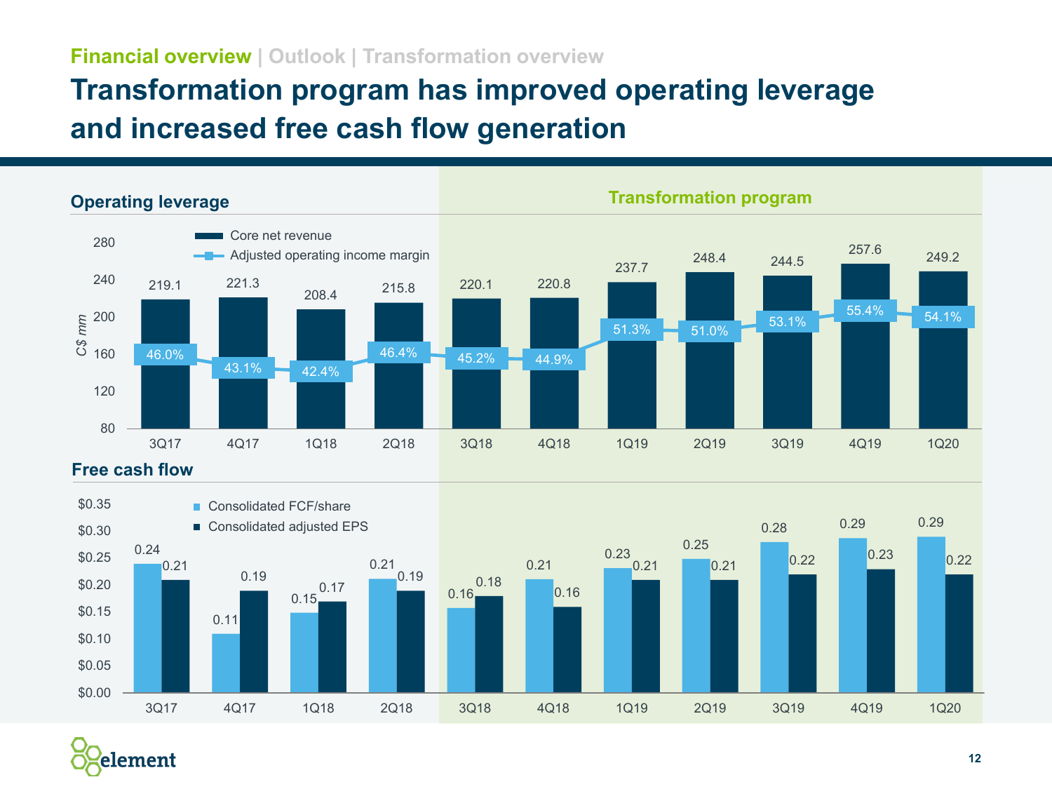Financial overview | Outlook | Transformation overview

# Transformation program has improved operating leverage and increased free cash flow generation

## Operating leverage

Transformation program (3Q18–1Q20)

| C$ mm | 3Q17 | 4Q17 | 1Q18 | 2Q18 | 3Q18 | 4Q18 | 1Q19 | 2Q19 | 3Q19 | 4Q19 | 1Q20 |
|---|---|---|---|---|---|---|---|---|---|---|---|
| Core net revenue | 219.1 | 221.3 | 208.4 | 215.8 | 220.1 | 220.8 | 237.7 | 248.4 | 244.5 | 257.6 | 249.2 |
| Adjusted operating income margin | 46.0% | 43.1% | 42.4% | 46.4% | 45.2% | 44.9% | 51.3% | 51.0% | 53.1% | 55.4% | 54.1% |

## Free cash flow

|  | 3Q17 | 4Q17 | 1Q18 | 2Q18 | 3Q18 | 4Q18 | 1Q19 | 2Q19 | 3Q19 | 4Q19 | 1Q20 |
|---|---|---|---|---|---|---|---|---|---|---|---|
| Consolidated FCF/share | 0.24 | 0.11 | 0.15 | 0.21 | 0.16 | 0.21 | 0.23 | 0.25 | 0.28 | 0.29 | 0.29 |
| Consolidated adjusted EPS | 0.21 | 0.19 | 0.17 | 0.19 | 0.18 | 0.16 | 0.21 | 0.21 | 0.22 | 0.23 | 0.22 |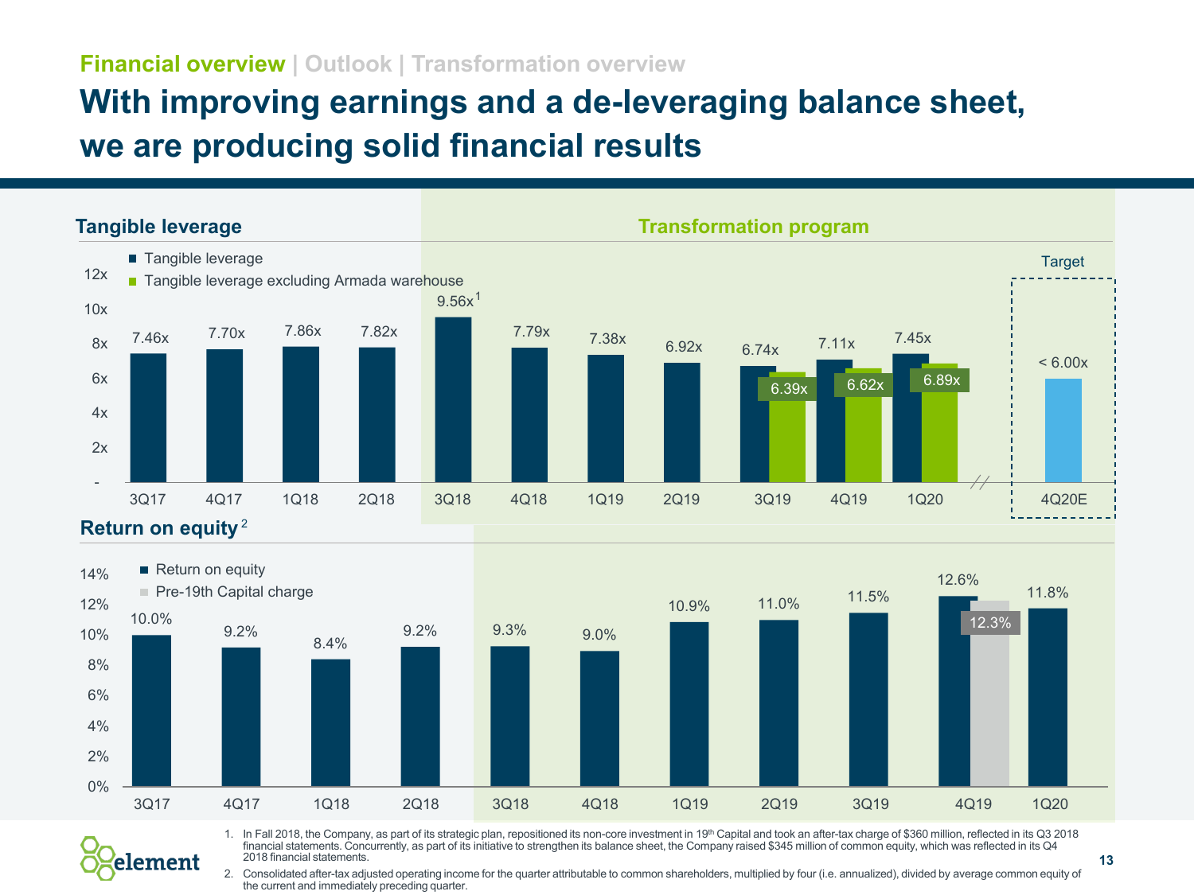Financial overview | Outlook | Transformation overview

# With improving earnings and a de-leveraging balance sheet, we are producing solid financial results

## Tangible leverage

Transformation program

| Quarter | Tangible leverage | Tangible leverage excluding Armada warehouse |
|---|---|---|
| 3Q17 | 7.46x | |
| 4Q17 | 7.70x | |
| 1Q18 | 7.86x | |
| 2Q18 | 7.82x | |
| 3Q18 | 9.56x[1] | |
| 4Q18 | 7.79x | |
| 1Q19 | 7.38x | |
| 2Q19 | 6.92x | |
| 3Q19 | 6.74x | 6.39x |
| 4Q19 | 7.11x | 6.62x |
| 1Q20 | 7.45x | 6.89x |
| 4Q20E (Target) | < 6.00x | |

## Return on equity[2]

| Quarter | Return on equity | Pre-19th Capital charge |
|---|---|---|
| 3Q17 | 10.0% | |
| 4Q17 | 9.2% | |
| 1Q18 | 8.4% | |
| 2Q18 | 9.2% | |
| 3Q18 | 9.3% | |
| 4Q18 | 9.0% | |
| 1Q19 | 10.9% | |
| 2Q19 | 11.0% | |
| 3Q19 | 11.5% | |
| 4Q19 | 12.6% | 12.3% |
| 1Q20 | 11.8% | |

1. In Fall 2018, the Company, as part of its strategic plan, repositioned its non-core investment in 19th Capital and took an after-tax charge of $360 million, reflected in its Q3 2018 financial statements. Concurrently, as part of its initiative to strengthen its balance sheet, the Company raised $345 million of common equity, which was reflected in its Q4 2018 financial statements.
2. Consolidated after-tax adjusted operating income for the quarter attributable to common shareholders, multiplied by four (i.e. annualized), divided by average common equity of the current and immediately preceding quarter.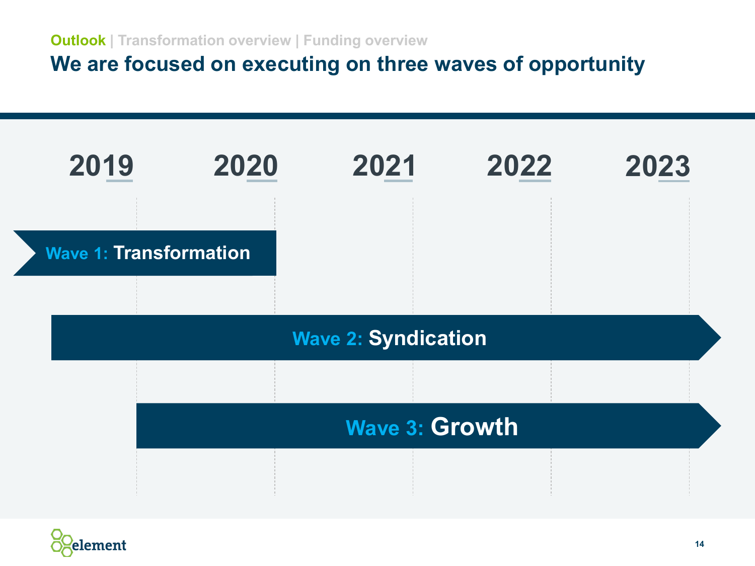Outlook | Transformation overview | Funding overview

# We are focused on executing on three waves of opportunity

| 2019 | 2020 | 2021 | 2022 | 2023 |
|---|---|---|---|---|

- **Wave 1:** Transformation
- **Wave 2:** Syndication
- **Wave 3:** Growth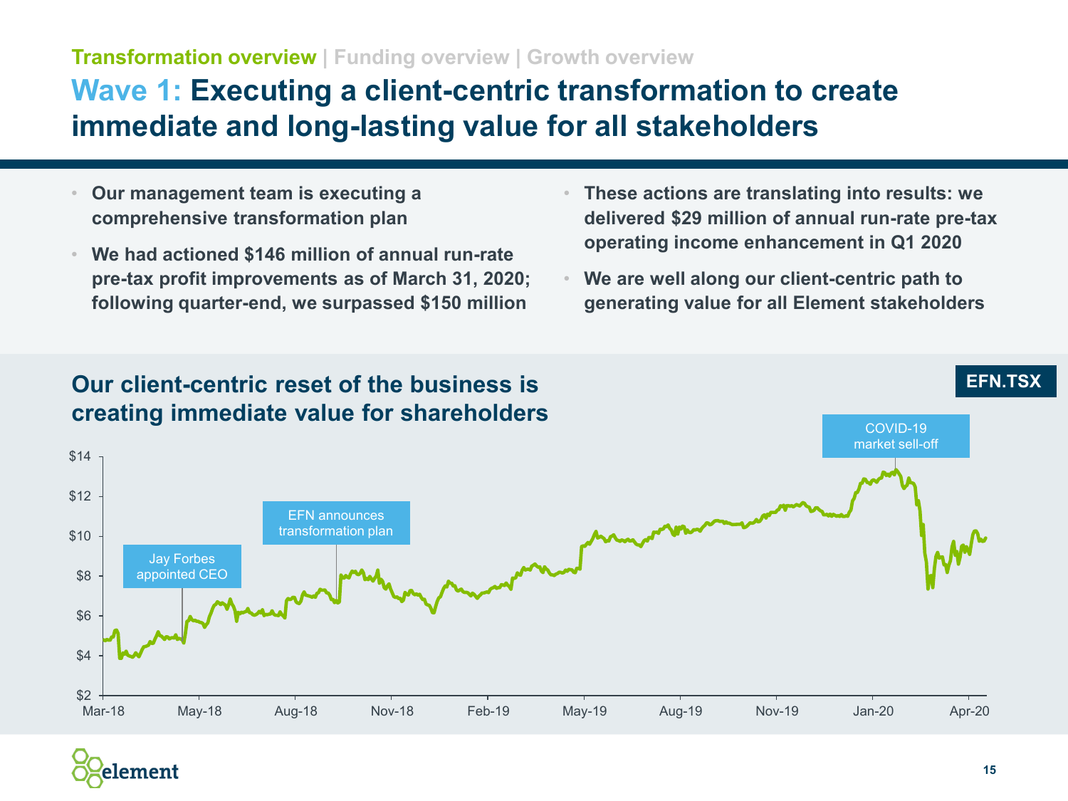Transformation overview | Funding overview | Growth overview

# Wave 1: Executing a client-centric transformation to create immediate and long-lasting value for all stakeholders

- **Our management team is executing a comprehensive transformation plan**
- **We had actioned $146 million of annual run-rate pre-tax profit improvements as of March 31, 2020; following quarter-end, we surpassed $150 million**
- **These actions are translating into results: we delivered $29 million of annual run-rate pre-tax operating income enhancement in Q1 2020**
- **We are well along our client-centric path to generating value for all Element stakeholders**

## Our client-centric reset of the business is creating immediate value for shareholders

EFN.TSX

Jay Forbes appointed CEO

EFN announces transformation plan

COVID-19 market sell-off

$14
$12
$10
$8
$6
$4
$2

Mar-18 May-18 Aug-18 Nov-18 Feb-19 May-19 Aug-19 Nov-19 Jan-20 Apr-20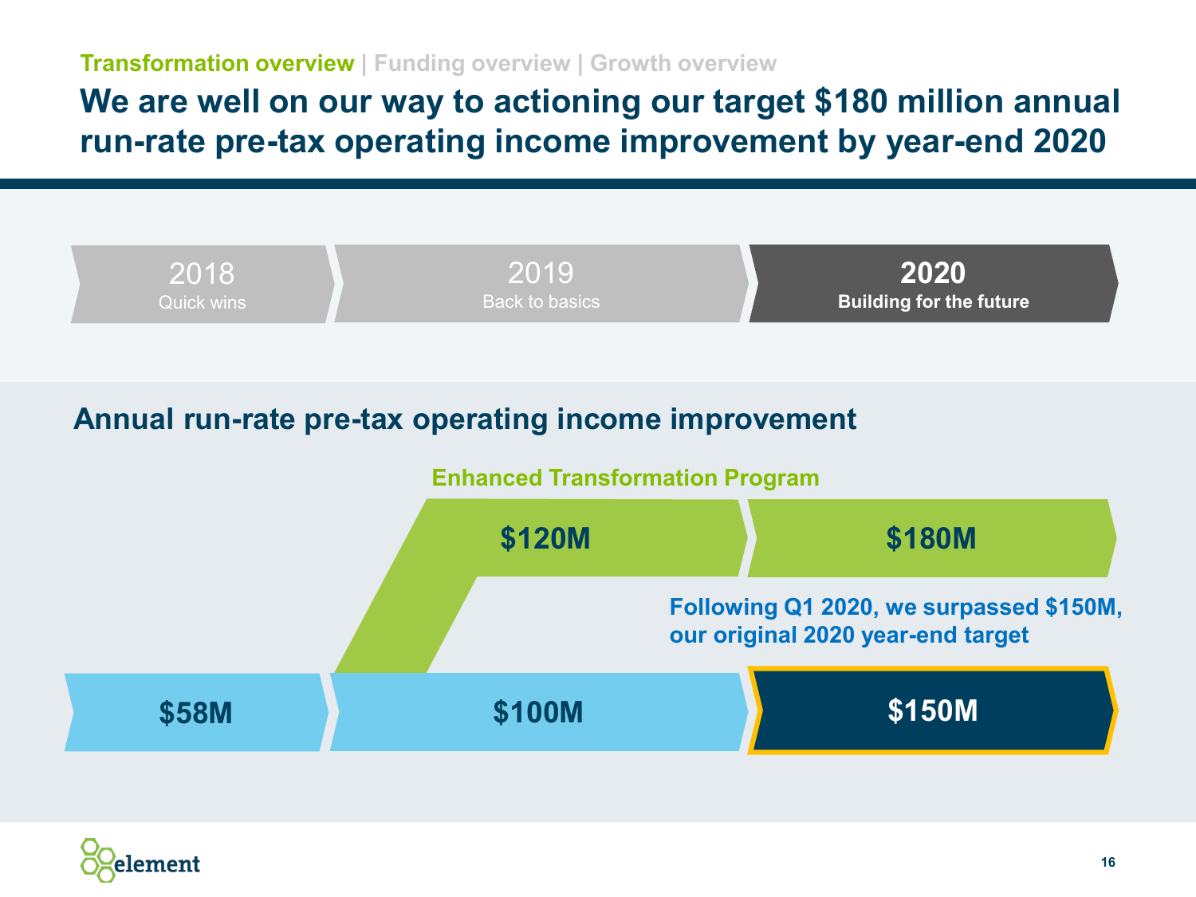Transformation overview | Funding overview | Growth overview

# We are well on our way to actioning our target $180 million annual run-rate pre-tax operating income improvement by year-end 2020

| 2018 | 2019 | 2020 |
|---|---|---|
| Quick wins | Back to basics | Building for the future |

## Annual run-rate pre-tax operating income improvement

**Enhanced Transformation Program**

| | 2018 | 2019 | 2020 |
|---|---|---|---|
| Enhanced Transformation Program | | $120M | $180M |
| Original target | $58M | $100M | $150M |

**Following Q1 2020, we surpassed $150M, our original 2020 year-end target**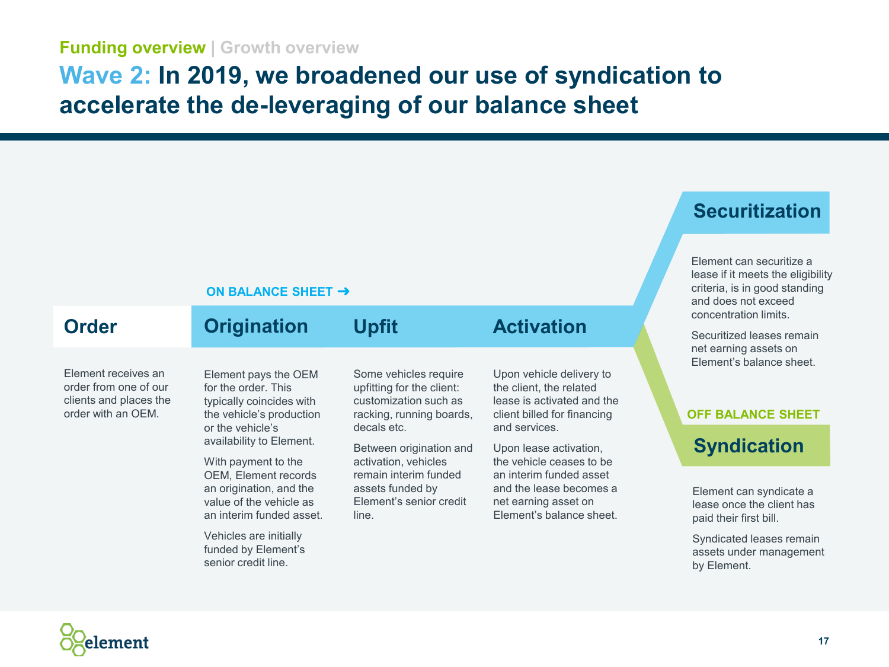Funding overview | Growth overview

# Wave 2: In 2019, we broadened our use of syndication to accelerate the de-leveraging of our balance sheet

ON BALANCE SHEET ➜

## Order

Element receives an order from one of our clients and places the order with an OEM.

## Origination

Element pays the OEM for the order. This typically coincides with the vehicle's production or the vehicle's availability to Element.

With payment to the OEM, Element records an origination, and the value of the vehicle as an interim funded asset.

Vehicles are initially funded by Element's senior credit line.

## Upfit

Some vehicles require upfitting for the client: customization such as racking, running boards, decals etc.

Between origination and activation, vehicles remain interim funded assets funded by Element's senior credit line.

## Activation

Upon vehicle delivery to the client, the related lease is activated and the client billed for financing and services.

Upon lease activation, the vehicle ceases to be an interim funded asset and the lease becomes a net earning asset on Element's balance sheet.

## Securitization

Element can securitize a lease if it meets the eligibility criteria, is in good standing and does not exceed concentration limits.

Securitized leases remain net earning assets on Element's balance sheet.

OFF BALANCE SHEET

## Syndication

Element can syndicate a lease once the client has paid their first bill.

Syndicated leases remain assets under management by Element.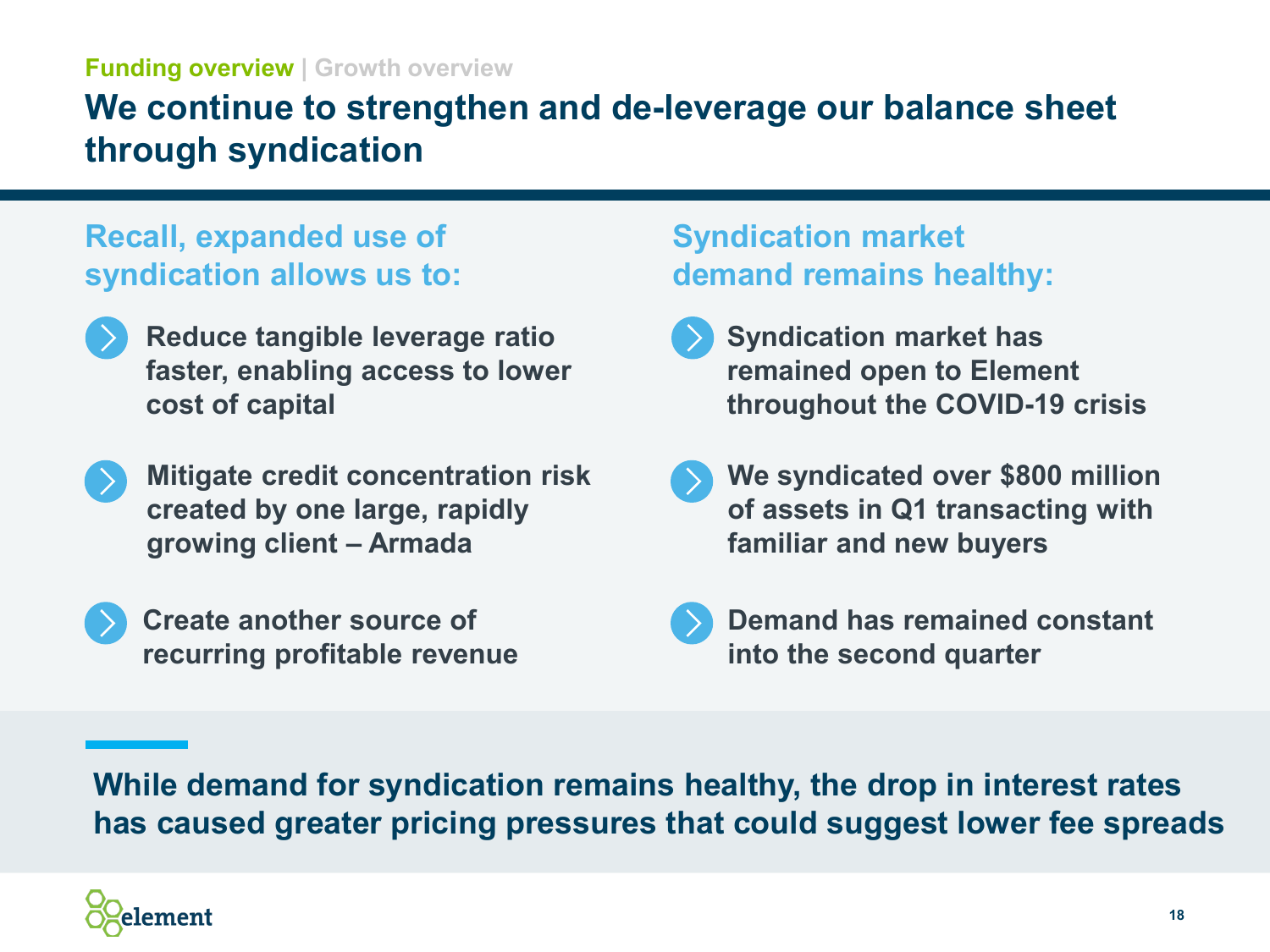**Funding overview** | Growth overview

# We continue to strengthen and de-leverage our balance sheet through syndication

## Recall, expanded use of syndication allows us to:

- Reduce tangible leverage ratio faster, enabling access to lower cost of capital
- Mitigate credit concentration risk created by one large, rapidly growing client – Armada
- Create another source of recurring profitable revenue

## Syndication market demand remains healthy:

- Syndication market has remained open to Element throughout the COVID-19 crisis
- We syndicated over $800 million of assets in Q1 transacting with familiar and new buyers
- Demand has remained constant into the second quarter

**While demand for syndication remains healthy, the drop in interest rates has caused greater pricing pressures that could suggest lower fee spreads**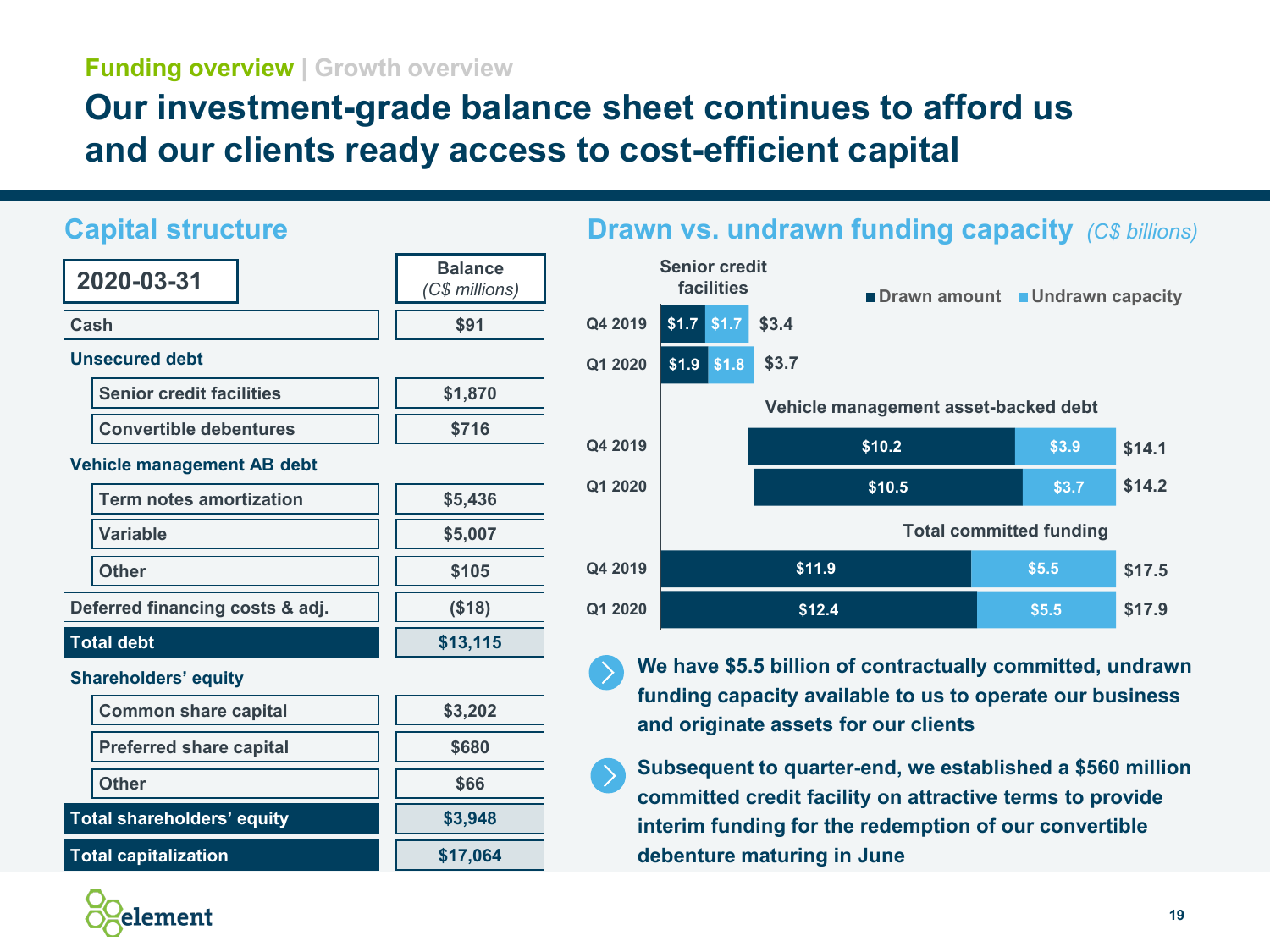Funding overview | Growth overview

# Our investment-grade balance sheet continues to afford us and our clients ready access to cost-efficient capital

## Capital structure

| 2020-03-31 | Balance *(C$ millions)* |
|---|---|
| Cash | $91 |
| **Unsecured debt** | |
| Senior credit facilities | $1,870 |
| Convertible debentures | $716 |
| **Vehicle management AB debt** | |
| Term notes amortization | $5,436 |
| Variable | $5,007 |
| Other | $105 |
| Deferred financing costs & adj. | ($18) |
| **Total debt** | **$13,115** |
| **Shareholders' equity** | |
| Common share capital | $3,202 |
| Preferred share capital | $680 |
| Other | $66 |
| **Total shareholders' equity** | **$3,948** |
| **Total capitalization** | **$17,064** |

## Drawn vs. undrawn funding capacity *(C$ billions)*

| | Period | Drawn amount | Undrawn capacity | Total |
|---|---|---|---|---|
| Senior credit facilities | Q4 2019 | $1.7 | $1.7 | $3.4 |
| | Q1 2020 | $1.9 | $1.8 | $3.7 |
| Vehicle management asset-backed debt | Q4 2019 | $10.2 | $3.9 | $14.1 |
| | Q1 2020 | $10.5 | $3.7 | $14.2 |
| Total committed funding | Q4 2019 | $11.9 | $5.5 | $17.5 |
| | Q1 2020 | $12.4 | $5.5 | $17.9 |

- **We have $5.5 billion of contractually committed, undrawn funding capacity available to us to operate our business and originate assets for our clients**
- **Subsequent to quarter-end, we established a $560 million committed credit facility on attractive terms to provide interim funding for the redemption of our convertible debenture maturing in June**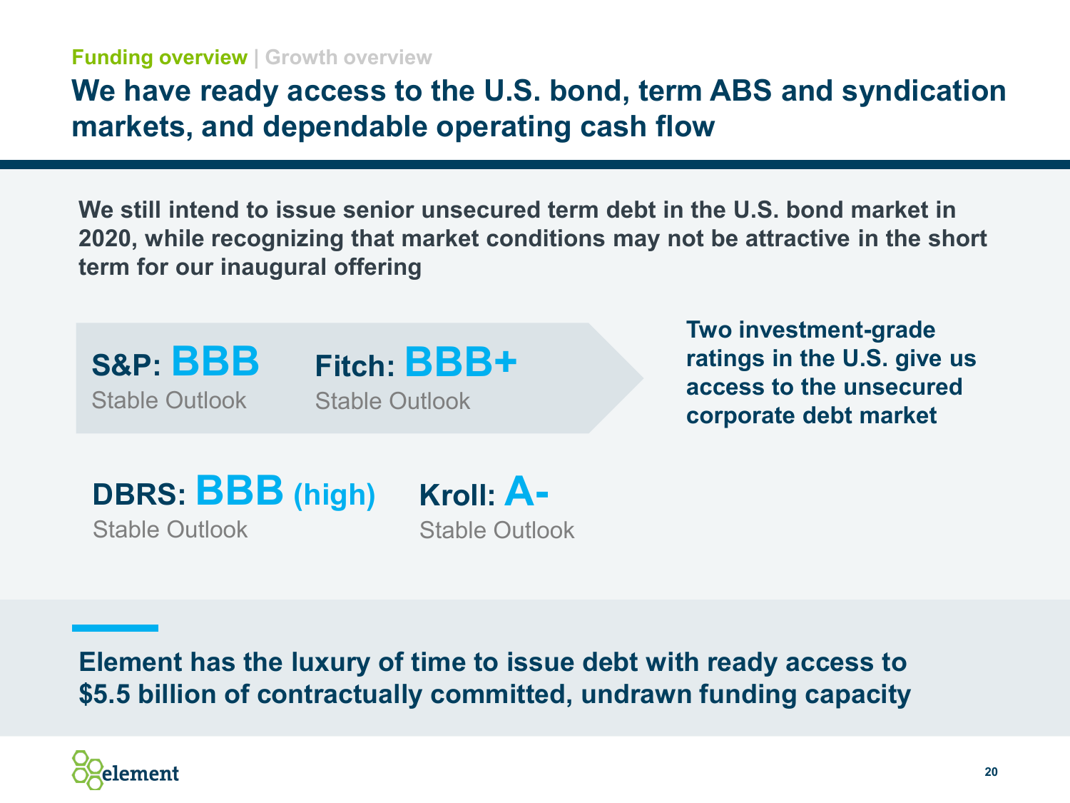Funding overview | Growth overview

# We have ready access to the U.S. bond, term ABS and syndication markets, and dependable operating cash flow

**We still intend to issue senior unsecured term debt in the U.S. bond market in 2020, while recognizing that market conditions may not be attractive in the short term for our inaugural offering**

**S&P: BBB**
Stable Outlook

**Fitch: BBB+**
Stable Outlook

**Two investment-grade ratings in the U.S. give us access to the unsecured corporate debt market**

**DBRS: BBB (high)**
Stable Outlook

**Kroll: A-**
Stable Outlook

**Element has the luxury of time to issue debt with ready access to $5.5 billion of contractually committed, undrawn funding capacity**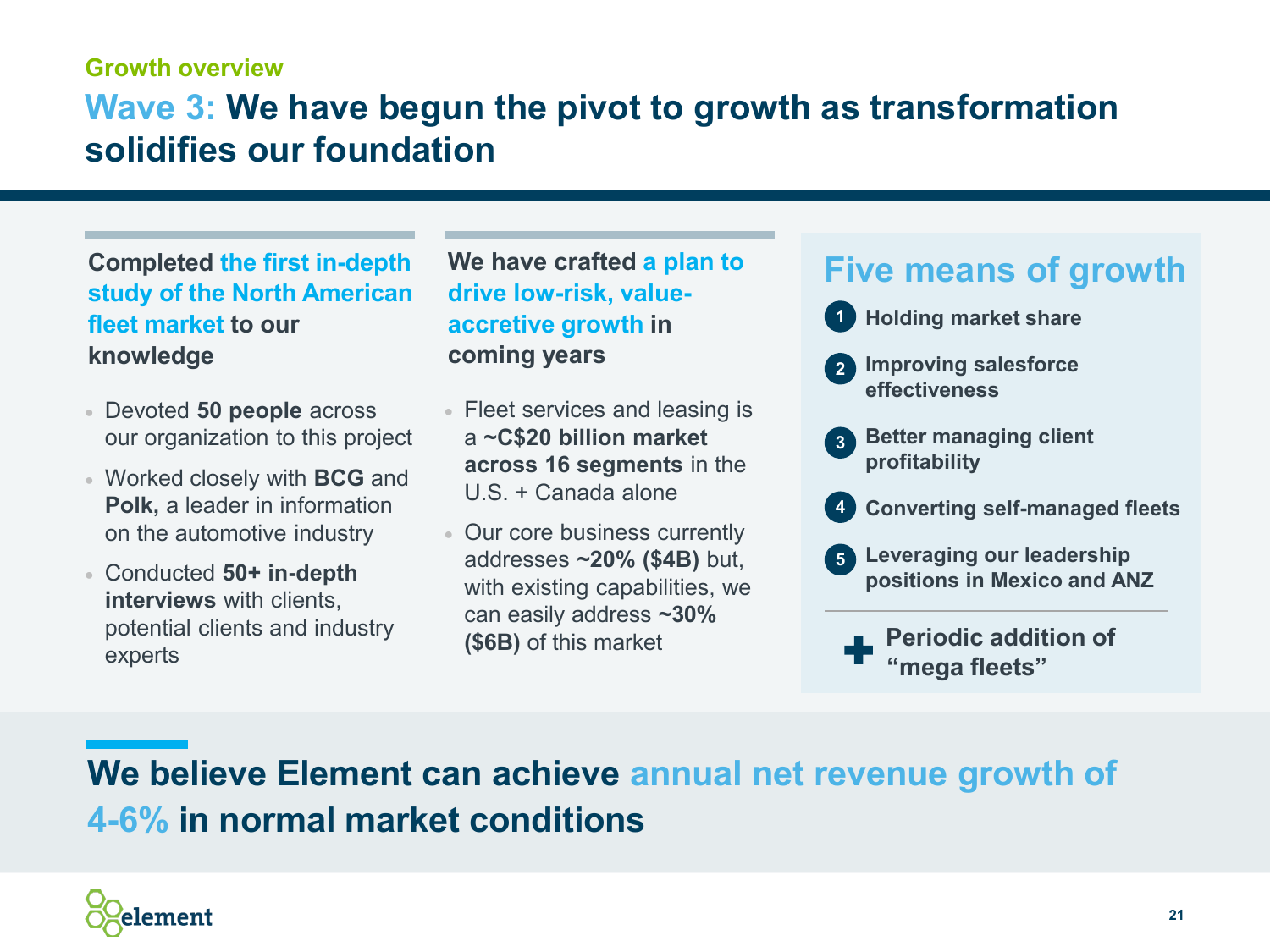Growth overview

# Wave 3: We have begun the pivot to growth as transformation solidifies our foundation

**Completed the first in-depth study of the North American fleet market to our knowledge**

- Devoted **50 people** across our organization to this project
- Worked closely with **BCG** and **Polk,** a leader in information on the automotive industry
- Conducted **50+ in-depth interviews** with clients, potential clients and industry experts

**We have crafted a plan to drive low-risk, value-accretive growth in coming years**

- Fleet services and leasing is a **~C$20 billion market across 16 segments** in the U.S. + Canada alone
- Our core business currently addresses **~20% ($4B)** but, with existing capabilities, we can easily address **~30% ($6B)** of this market

## Five means of growth

1. **Holding market share**
2. **Improving salesforce effectiveness**
3. **Better managing client profitability**
4. **Converting self-managed fleets**
5. **Leveraging our leadership positions in Mexico and ANZ**

➕ **Periodic addition of "mega fleets"**

**We believe Element can achieve annual net revenue growth of 4-6% in normal market conditions**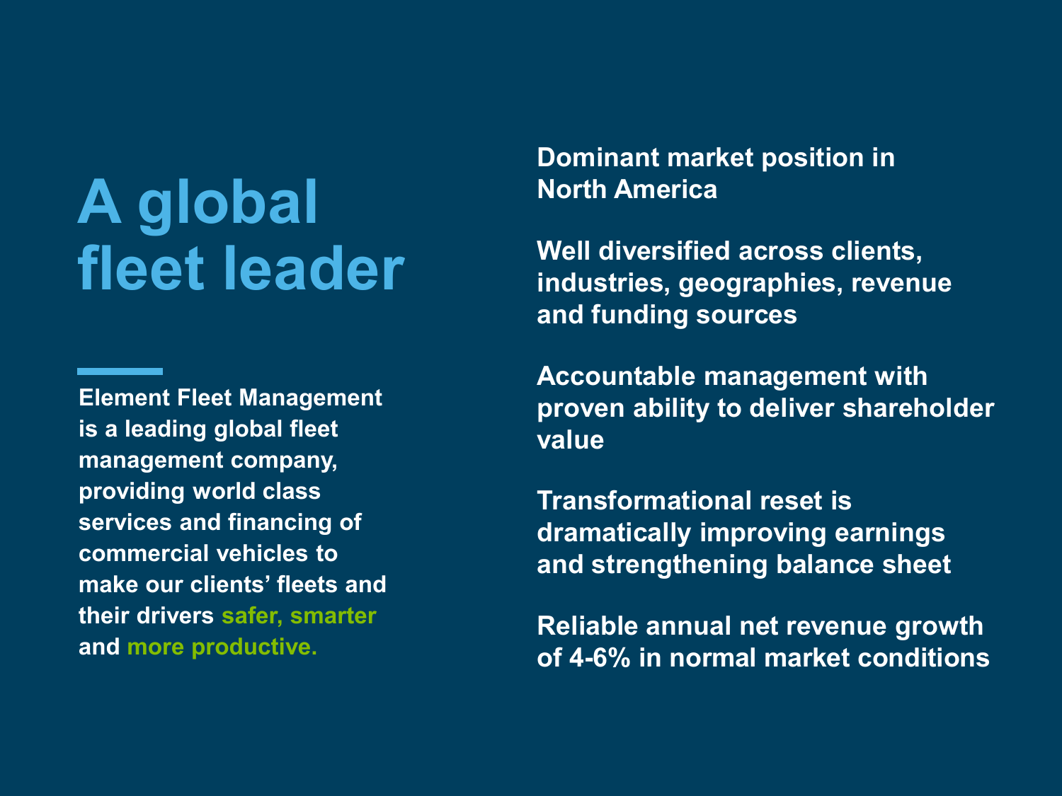# A global fleet leader

**Element Fleet Management is a leading global fleet management company, providing world class services and financing of commercial vehicles to make our clients' fleets and their drivers safer, smarter and more productive.**

**Dominant market position in North America**

**Well diversified across clients, industries, geographies, revenue and funding sources**

**Accountable management with proven ability to deliver shareholder value**

**Transformational reset is dramatically improving earnings and strengthening balance sheet**

**Reliable annual net revenue growth of 4-6% in normal market conditions**